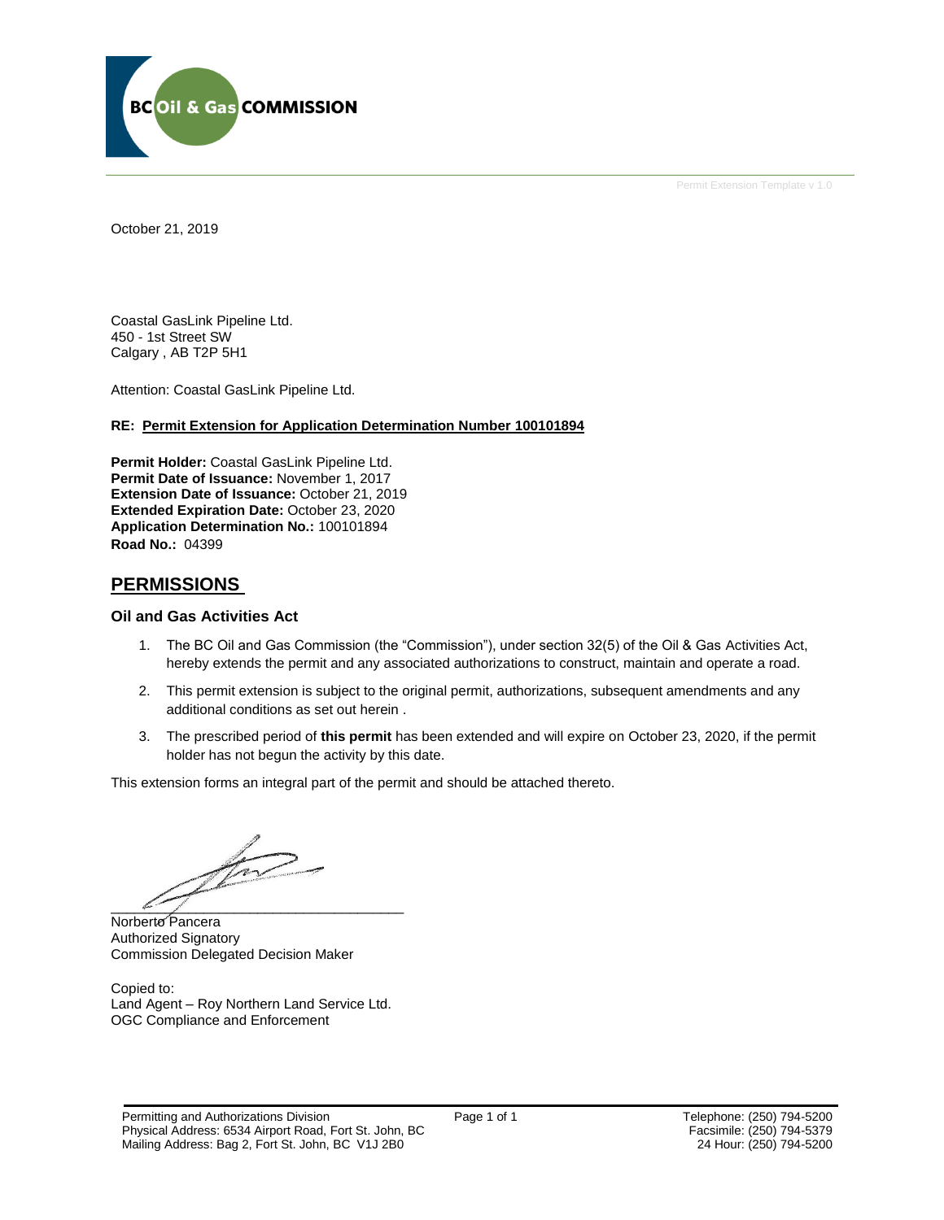BC Oil & Gas COMMISSION

Permit Extension Template v 1.0

October 21, 2019

Coastal GasLink Pipeline Ltd.
450 - 1st Street SW
Calgary , AB T2P 5H1

Attention: Coastal GasLink Pipeline Ltd.

**RE: Permit Extension for Application Determination Number 100101894**

**Permit Holder:** Coastal GasLink Pipeline Ltd.
**Permit Date of Issuance:** November 1, 2017
**Extension Date of Issuance:** October 21, 2019
**Extended Expiration Date:** October 23, 2020
**Application Determination No.:** 100101894
**Road No.:** 04399

## PERMISSIONS

### Oil and Gas Activities Act

1. The BC Oil and Gas Commission (the "Commission"), under section 32(5) of the Oil & Gas Activities Act, hereby extends the permit and any associated authorizations to construct, maintain and operate a road.
2. This permit extension is subject to the original permit, authorizations, subsequent amendments and any additional conditions as set out herein .
3. The prescribed period of **this permit** has been extended and will expire on October 23, 2020, if the permit holder has not begun the activity by this date.

This extension forms an integral part of the permit and should be attached thereto.

\_\_\_\_\_\_\_\_\_\_\_\_\_\_\_\_\_\_\_\_\_\_\_\_\_\_\_\_\_\_\_\_\_\_\_\_
Norberto Pancera
Authorized Signatory
Commission Delegated Decision Maker

Copied to:
Land Agent – Roy Northern Land Service Ltd.
OGC Compliance and Enforcement

Permitting and Authorizations Division
Physical Address: 6534 Airport Road, Fort St. John, BC
Mailing Address: Bag 2, Fort St. John, BC V1J 2B0

Telephone: (250) 794-5200
Facsimile: (250) 794-5379
24 Hour: (250) 794-5200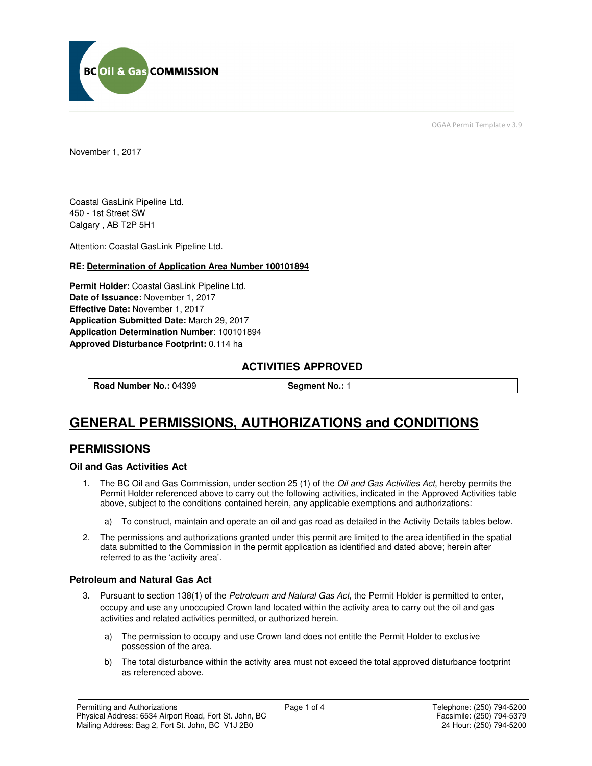OGAA Permit Template v 3.9

November 1, 2017

Coastal GasLink Pipeline Ltd.
450 - 1st Street SW
Calgary , AB T2P 5H1

Attention: Coastal GasLink Pipeline Ltd.

**RE: Determination of Application Area Number 100101894**

**Permit Holder:** Coastal GasLink Pipeline Ltd.
**Date of Issuance:** November 1, 2017
**Effective Date:** November 1, 2017
**Application Submitted Date:** March 29, 2017
**Application Determination Number**: 100101894
**Approved Disturbance Footprint:** 0.114 ha

### ACTIVITIES APPROVED

| **Road Number No.:** 04399 | **Segment No.:** 1 |
|---|---|

# GENERAL PERMISSIONS, AUTHORIZATIONS and CONDITIONS

## PERMISSIONS

### Oil and Gas Activities Act

1. The BC Oil and Gas Commission, under section 25 (1) of the *Oil and Gas Activities Act*, hereby permits the Permit Holder referenced above to carry out the following activities, indicated in the Approved Activities table above, subject to the conditions contained herein, any applicable exemptions and authorizations:

   a) To construct, maintain and operate an oil and gas road as detailed in the Activity Details tables below.

2. The permissions and authorizations granted under this permit are limited to the area identified in the spatial data submitted to the Commission in the permit application as identified and dated above; herein after referred to as the 'activity area'.

### Petroleum and Natural Gas Act

3. Pursuant to section 138(1) of the *Petroleum and Natural Gas Act,* the Permit Holder is permitted to enter, occupy and use any unoccupied Crown land located within the activity area to carry out the oil and gas activities and related activities permitted, or authorized herein.

   a) The permission to occupy and use Crown land does not entitle the Permit Holder to exclusive possession of the area.

   b) The total disturbance within the activity area must not exceed the total approved disturbance footprint as referenced above.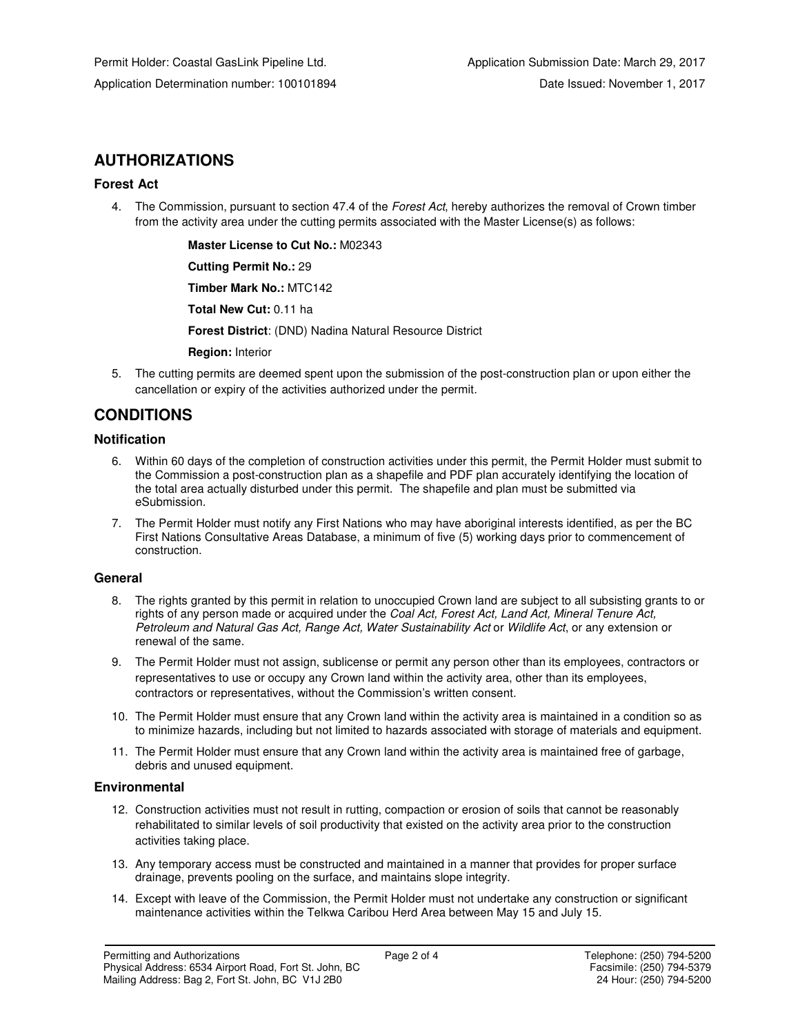Permit Holder: Coastal GasLink Pipeline Ltd.
Application Determination number: 100101894

Application Submission Date: March 29, 2017
Date Issued: November 1, 2017

## AUTHORIZATIONS

### Forest Act

4. The Commission, pursuant to section 47.4 of the *Forest Act*, hereby authorizes the removal of Crown timber from the activity area under the cutting permits associated with the Master License(s) as follows:

   **Master License to Cut No.:** M02343

   **Cutting Permit No.:** 29

   **Timber Mark No.:** MTC142

   **Total New Cut:** 0.11 ha

   **Forest District**: (DND) Nadina Natural Resource District

   **Region:** Interior

5. The cutting permits are deemed spent upon the submission of the post-construction plan or upon either the cancellation or expiry of the activities authorized under the permit.

## CONDITIONS

### Notification

6. Within 60 days of the completion of construction activities under this permit, the Permit Holder must submit to the Commission a post-construction plan as a shapefile and PDF plan accurately identifying the location of the total area actually disturbed under this permit. The shapefile and plan must be submitted via eSubmission.
7. The Permit Holder must notify any First Nations who may have aboriginal interests identified, as per the BC First Nations Consultative Areas Database, a minimum of five (5) working days prior to commencement of construction.

### General

8. The rights granted by this permit in relation to unoccupied Crown land are subject to all subsisting grants to or rights of any person made or acquired under the *Coal Act, Forest Act, Land Act, Mineral Tenure Act, Petroleum and Natural Gas Act, Range Act, Water Sustainability Act* or *Wildlife Act*, or any extension or renewal of the same.
9. The Permit Holder must not assign, sublicense or permit any person other than its employees, contractors or representatives to use or occupy any Crown land within the activity area, other than its employees, contractors or representatives, without the Commission's written consent.
10. The Permit Holder must ensure that any Crown land within the activity area is maintained in a condition so as to minimize hazards, including but not limited to hazards associated with storage of materials and equipment.
11. The Permit Holder must ensure that any Crown land within the activity area is maintained free of garbage, debris and unused equipment.

### Environmental

12. Construction activities must not result in rutting, compaction or erosion of soils that cannot be reasonably rehabilitated to similar levels of soil productivity that existed on the activity area prior to the construction activities taking place.
13. Any temporary access must be constructed and maintained in a manner that provides for proper surface drainage, prevents pooling on the surface, and maintains slope integrity.
14. Except with leave of the Commission, the Permit Holder must not undertake any construction or significant maintenance activities within the Telkwa Caribou Herd Area between May 15 and July 15.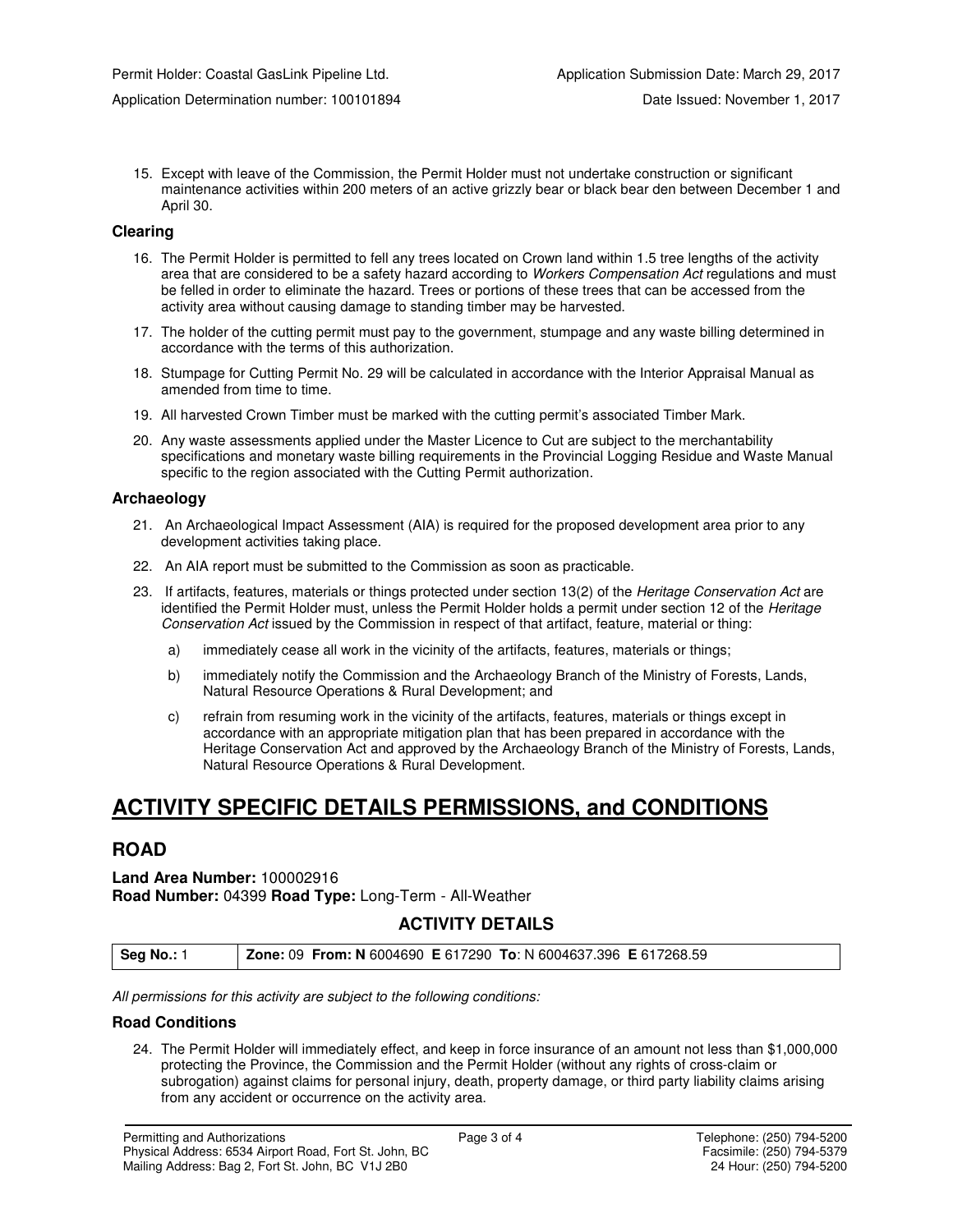15. Except with leave of the Commission, the Permit Holder must not undertake construction or significant maintenance activities within 200 meters of an active grizzly bear or black bear den between December 1 and April 30.

### Clearing

16. The Permit Holder is permitted to fell any trees located on Crown land within 1.5 tree lengths of the activity area that are considered to be a safety hazard according to *Workers Compensation Act* regulations and must be felled in order to eliminate the hazard. Trees or portions of these trees that can be accessed from the activity area without causing damage to standing timber may be harvested.
17. The holder of the cutting permit must pay to the government, stumpage and any waste billing determined in accordance with the terms of this authorization.
18. Stumpage for Cutting Permit No. 29 will be calculated in accordance with the Interior Appraisal Manual as amended from time to time.
19. All harvested Crown Timber must be marked with the cutting permit's associated Timber Mark.
20. Any waste assessments applied under the Master Licence to Cut are subject to the merchantability specifications and monetary waste billing requirements in the Provincial Logging Residue and Waste Manual specific to the region associated with the Cutting Permit authorization.

### Archaeology

21. An Archaeological Impact Assessment (AIA) is required for the proposed development area prior to any development activities taking place.
22. An AIA report must be submitted to the Commission as soon as practicable.
23. If artifacts, features, materials or things protected under section 13(2) of the *Heritage Conservation Act* are identified the Permit Holder must, unless the Permit Holder holds a permit under section 12 of the *Heritage Conservation Act* issued by the Commission in respect of that artifact, feature, material or thing:
    a) immediately cease all work in the vicinity of the artifacts, features, materials or things;
    b) immediately notify the Commission and the Archaeology Branch of the Ministry of Forests, Lands, Natural Resource Operations & Rural Development; and
    c) refrain from resuming work in the vicinity of the artifacts, features, materials or things except in accordance with an appropriate mitigation plan that has been prepared in accordance with the Heritage Conservation Act and approved by the Archaeology Branch of the Ministry of Forests, Lands, Natural Resource Operations & Rural Development.

# ACTIVITY SPECIFIC DETAILS PERMISSIONS, and CONDITIONS

## ROAD

**Land Area Number:** 100002916
**Road Number:** 04399 **Road Type:** Long-Term - All-Weather

### ACTIVITY DETAILS

| Seg No.: 1 | Zone: 09 From: N 6004690 E 617290 To: N 6004637.396 E 617268.59 |
|---|---|

*All permissions for this activity are subject to the following conditions:*

### Road Conditions

24. The Permit Holder will immediately effect, and keep in force insurance of an amount not less than $1,000,000 protecting the Province, the Commission and the Permit Holder (without any rights of cross-claim or subrogation) against claims for personal injury, death, property damage, or third party liability claims arising from any accident or occurrence on the activity area.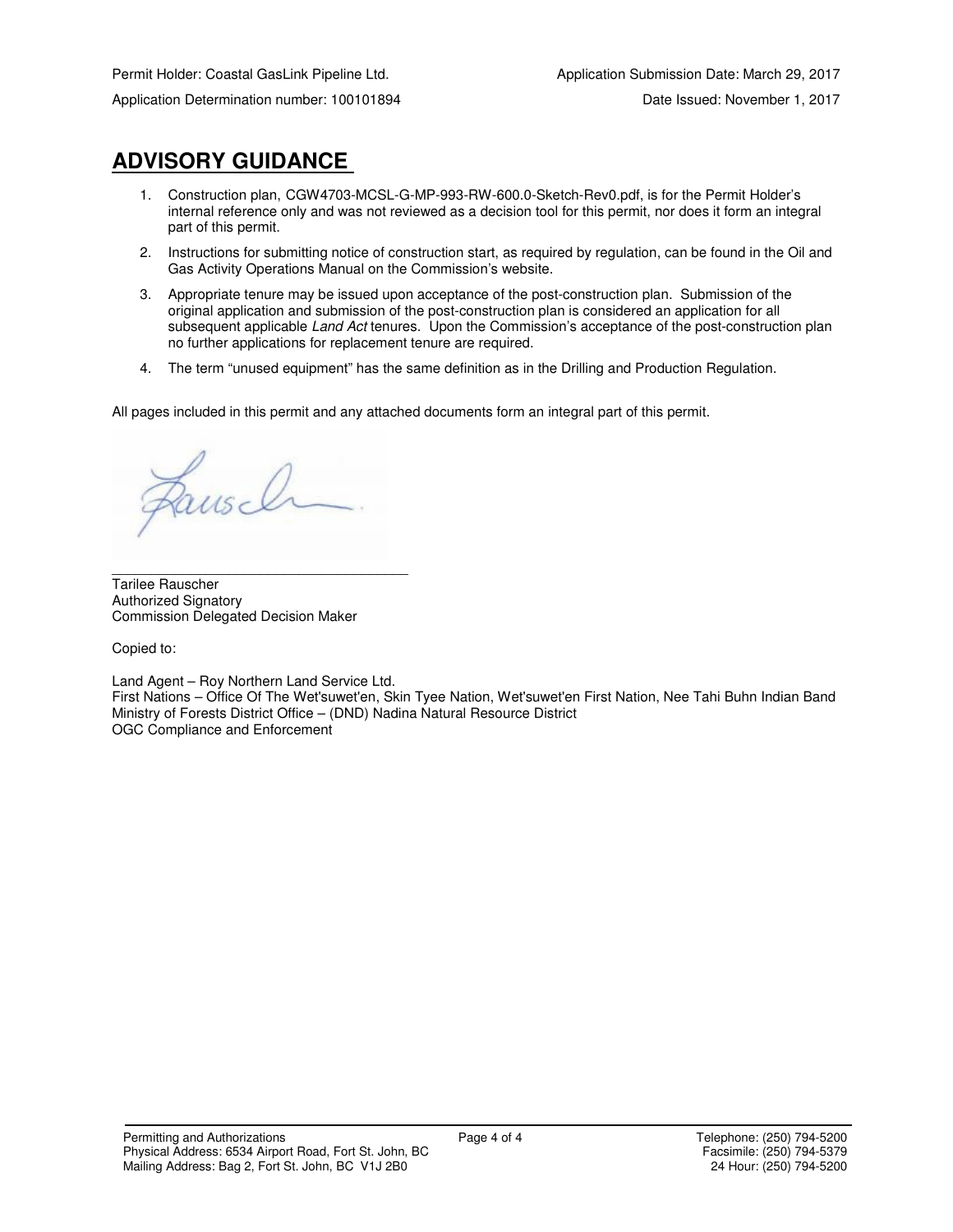Permit Holder: Coastal GasLink Pipeline Ltd. Application Submission Date: March 29, 2017

Application Determination number: 100101894 Date Issued: November 1, 2017

## ADVISORY GUIDANCE

1. Construction plan, CGW4703-MCSL-G-MP-993-RW-600.0-Sketch-Rev0.pdf, is for the Permit Holder's internal reference only and was not reviewed as a decision tool for this permit, nor does it form an integral part of this permit.
2. Instructions for submitting notice of construction start, as required by regulation, can be found in the Oil and Gas Activity Operations Manual on the Commission's website.
3. Appropriate tenure may be issued upon acceptance of the post-construction plan. Submission of the original application and submission of the post-construction plan is considered an application for all subsequent applicable *Land Act* tenures. Upon the Commission's acceptance of the post-construction plan no further applications for replacement tenure are required.
4. The term "unused equipment" has the same definition as in the Drilling and Production Regulation.

All pages included in this permit and any attached documents form an integral part of this permit.

Tarilee Rauscher
Authorized Signatory
Commission Delegated Decision Maker

Copied to:

Land Agent – Roy Northern Land Service Ltd.
First Nations – Office Of The Wet'suwet'en, Skin Tyee Nation, Wet'suwet'en First Nation, Nee Tahi Buhn Indian Band
Ministry of Forests District Office – (DND) Nadina Natural Resource District
OGC Compliance and Enforcement

Permitting and Authorizations
Physical Address: 6534 Airport Road, Fort St. John, BC
Mailing Address: Bag 2, Fort St. John, BC V1J 2B0

Telephone: (250) 794-5200
Facsimile: (250) 794-5379
24 Hour: (250) 794-5200